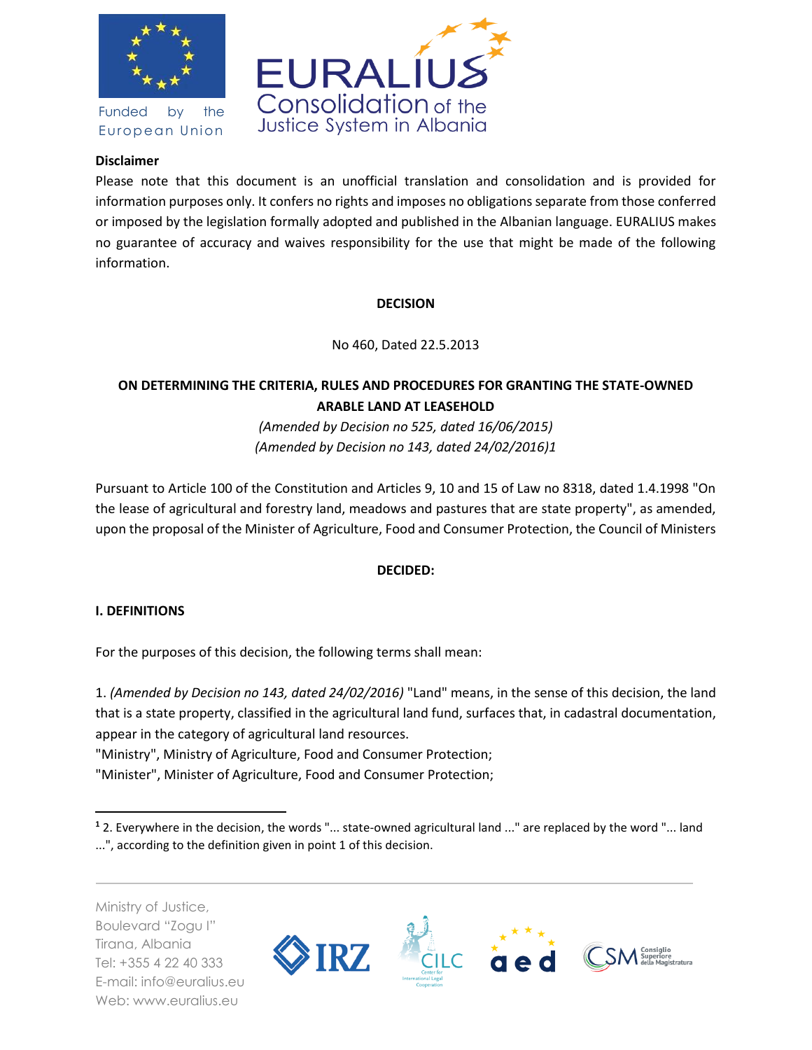**Disclaimer**

Please note that this document is an unofficial translation and consolidation and is provided for information purposes only. It confers no rights and imposes no obligations separate from those conferred or imposed by the legislation formally adopted and published in the Albanian language. EURALIUS makes no guarantee of accuracy and waives responsibility for the use that might be made of the following information.

**DECISION**

No 460, Dated 22.5.2013

**ON DETERMINING THE CRITERIA, RULES AND PROCEDURES FOR GRANTING THE STATE-OWNED ARABLE LAND AT LEASEHOLD**

*(Amended by Decision no 525, dated 16/06/2015)*

*(Amended by Decision no 143, dated 24/02/2016)*[1]

Pursuant to Article 100 of the Constitution and Articles 9, 10 and 15 of Law no 8318, dated 1.4.1998 "On the lease of agricultural and forestry land, meadows and pastures that are state property", as amended, upon the proposal of the Minister of Agriculture, Food and Consumer Protection, the Council of Ministers

**DECIDED:**

**I. DEFINITIONS**

For the purposes of this decision, the following terms shall mean:

1. *(Amended by Decision no 143, dated 24/02/2016)* "Land" means, in the sense of this decision, the land that is a state property, classified in the agricultural land fund, surfaces that, in cadastral documentation, appear in the category of agricultural land resources.

"Ministry", Ministry of Agriculture, Food and Consumer Protection;

"Minister", Minister of Agriculture, Food and Consumer Protection;

---

[1] 2. Everywhere in the decision, the words "... state-owned agricultural land ..." are replaced by the word "... land ...", according to the definition given in point 1 of this decision.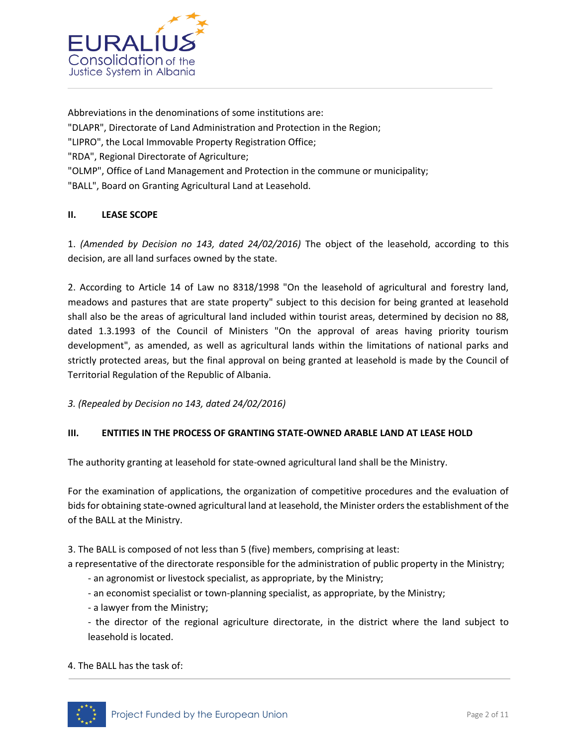Abbreviations in the denominations of some institutions are:
"DLAPR", Directorate of Land Administration and Protection in the Region;
"LIPRO", the Local Immovable Property Registration Office;
"RDA", Regional Directorate of Agriculture;
"OLMP", Office of Land Management and Protection in the commune or municipality;
"BALL", Board on Granting Agricultural Land at Leasehold.

## II. LEASE SCOPE

1. *(Amended by Decision no 143, dated 24/02/2016)* The object of the leasehold, according to this decision, are all land surfaces owned by the state.

2. According to Article 14 of Law no 8318/1998 "On the leasehold of agricultural and forestry land, meadows and pastures that are state property" subject to this decision for being granted at leasehold shall also be the areas of agricultural land included within tourist areas, determined by decision no 88, dated 1.3.1993 of the Council of Ministers "On the approval of areas having priority tourism development", as amended, as well as agricultural lands within the limitations of national parks and strictly protected areas, but the final approval on being granted at leasehold is made by the Council of Territorial Regulation of the Republic of Albania.

*3. (Repealed by Decision no 143, dated 24/02/2016)*

## III. ENTITIES IN THE PROCESS OF GRANTING STATE-OWNED ARABLE LAND AT LEASE HOLD

The authority granting at leasehold for state-owned agricultural land shall be the Ministry.

For the examination of applications, the organization of competitive procedures and the evaluation of bids for obtaining state-owned agricultural land at leasehold, the Minister orders the establishment of the of the BALL at the Ministry.

3. The BALL is composed of not less than 5 (five) members, comprising at least:
a representative of the directorate responsible for the administration of public property in the Ministry;
- an agronomist or livestock specialist, as appropriate, by the Ministry;
- an economist specialist or town-planning specialist, as appropriate, by the Ministry;
- a lawyer from the Ministry;
- the director of the regional agriculture directorate, in the district where the land subject to leasehold is located.

4. The BALL has the task of: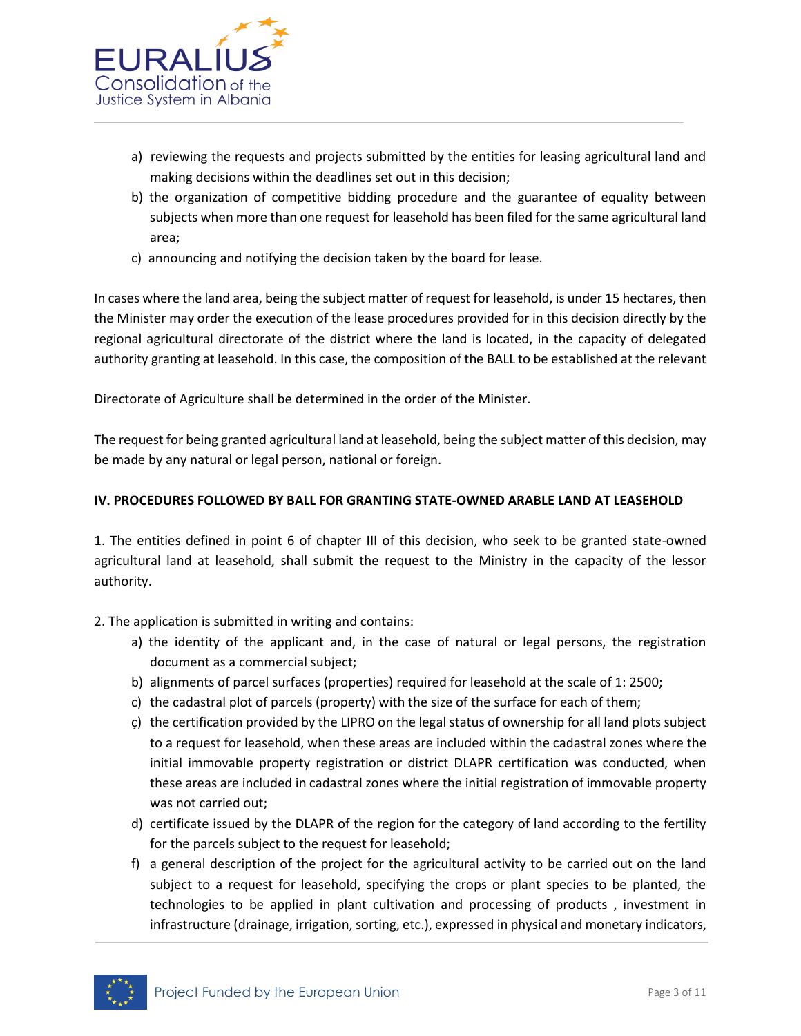a) reviewing the requests and projects submitted by the entities for leasing agricultural land and making decisions within the deadlines set out in this decision;
b) the organization of competitive bidding procedure and the guarantee of equality between subjects when more than one request for leasehold has been filed for the same agricultural land area;
c) announcing and notifying the decision taken by the board for lease.

In cases where the land area, being the subject matter of request for leasehold, is under 15 hectares, then the Minister may order the execution of the lease procedures provided for in this decision directly by the regional agricultural directorate of the district where the land is located, in the capacity of delegated authority granting at leasehold. In this case, the composition of the BALL to be established at the relevant

Directorate of Agriculture shall be determined in the order of the Minister.

The request for being granted agricultural land at leasehold, being the subject matter of this decision, may be made by any natural or legal person, national or foreign.

**IV. PROCEDURES FOLLOWED BY BALL FOR GRANTING STATE-OWNED ARABLE LAND AT LEASEHOLD**

1. The entities defined in point 6 of chapter III of this decision, who seek to be granted state-owned agricultural land at leasehold, shall submit the request to the Ministry in the capacity of the lessor authority.

2. The application is submitted in writing and contains:
   a) the identity of the applicant and, in the case of natural or legal persons, the registration document as a commercial subject;
   b) alignments of parcel surfaces (properties) required for leasehold at the scale of 1: 2500;
   c) the cadastral plot of parcels (property) with the size of the surface for each of them;
   ç) the certification provided by the LIPRO on the legal status of ownership for all land plots subject to a request for leasehold, when these areas are included within the cadastral zones where the initial immovable property registration or district DLAPR certification was conducted, when these areas are included in cadastral zones where the initial registration of immovable property was not carried out;
   d) certificate issued by the DLAPR of the region for the category of land according to the fertility for the parcels subject to the request for leasehold;
   f) a general description of the project for the agricultural activity to be carried out on the land subject to a request for leasehold, specifying the crops or plant species to be planted, the technologies to be applied in plant cultivation and processing of products , investment in infrastructure (drainage, irrigation, sorting, etc.), expressed in physical and monetary indicators,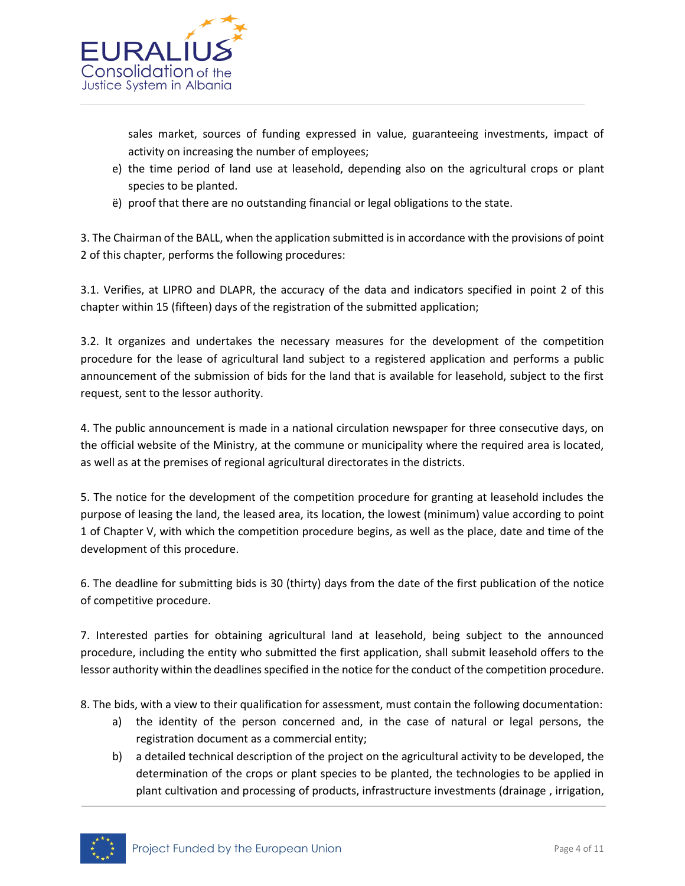sales market, sources of funding expressed in value, guaranteeing investments, impact of activity on increasing the number of employees;

e) the time period of land use at leasehold, depending also on the agricultural crops or plant species to be planted.

ë) proof that there are no outstanding financial or legal obligations to the state.

3. The Chairman of the BALL, when the application submitted is in accordance with the provisions of point 2 of this chapter, performs the following procedures:

3.1. Verifies, at LIPRO and DLAPR, the accuracy of the data and indicators specified in point 2 of this chapter within 15 (fifteen) days of the registration of the submitted application;

3.2. It organizes and undertakes the necessary measures for the development of the competition procedure for the lease of agricultural land subject to a registered application and performs a public announcement of the submission of bids for the land that is available for leasehold, subject to the first request, sent to the lessor authority.

4. The public announcement is made in a national circulation newspaper for three consecutive days, on the official website of the Ministry, at the commune or municipality where the required area is located, as well as at the premises of regional agricultural directorates in the districts.

5. The notice for the development of the competition procedure for granting at leasehold includes the purpose of leasing the land, the leased area, its location, the lowest (minimum) value according to point 1 of Chapter V, with which the competition procedure begins, as well as the place, date and time of the development of this procedure.

6. The deadline for submitting bids is 30 (thirty) days from the date of the first publication of the notice of competitive procedure.

7. Interested parties for obtaining agricultural land at leasehold, being subject to the announced procedure, including the entity who submitted the first application, shall submit leasehold offers to the lessor authority within the deadlines specified in the notice for the conduct of the competition procedure.

8. The bids, with a view to their qualification for assessment, must contain the following documentation:

a) the identity of the person concerned and, in the case of natural or legal persons, the registration document as a commercial entity;

b) a detailed technical description of the project on the agricultural activity to be developed, the determination of the crops or plant species to be planted, the technologies to be applied in plant cultivation and processing of products, infrastructure investments (drainage , irrigation,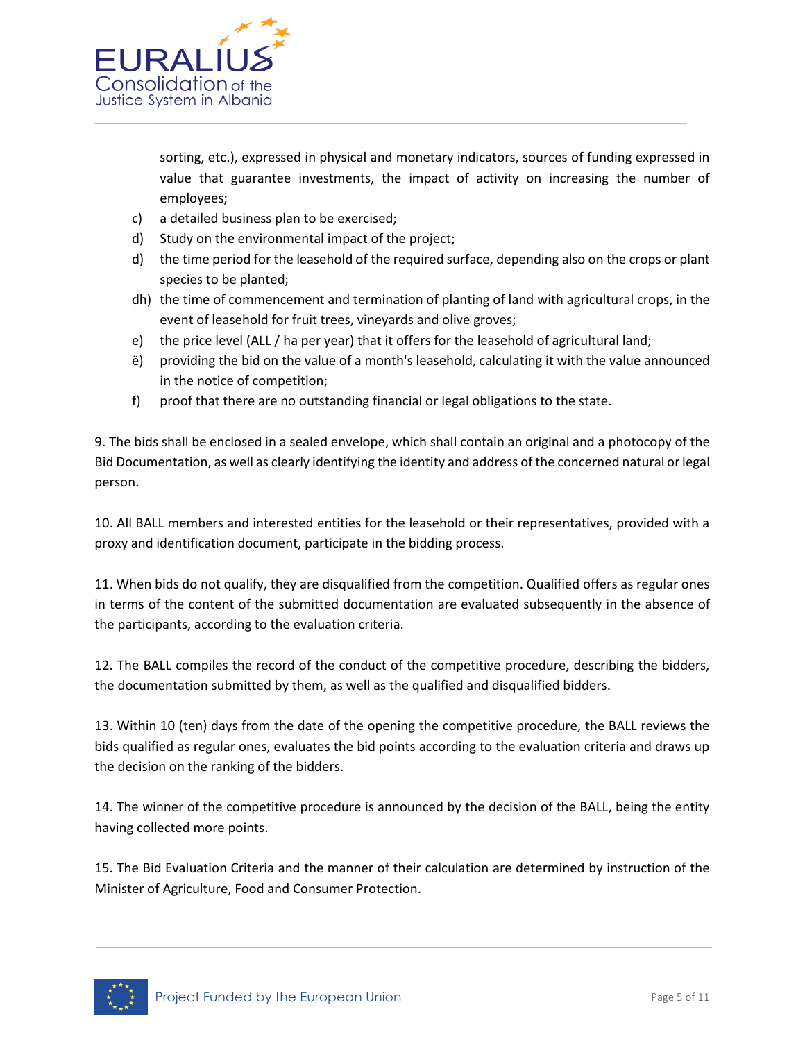sorting, etc.), expressed in physical and monetary indicators, sources of funding expressed in value that guarantee investments, the impact of activity on increasing the number of employees;

c) a detailed business plan to be exercised;

d) Study on the environmental impact of the project;

d) the time period for the leasehold of the required surface, depending also on the crops or plant species to be planted;

dh) the time of commencement and termination of planting of land with agricultural crops, in the event of leasehold for fruit trees, vineyards and olive groves;

e) the price level (ALL / ha per year) that it offers for the leasehold of agricultural land;

ë) providing the bid on the value of a month's leasehold, calculating it with the value announced in the notice of competition;

f) proof that there are no outstanding financial or legal obligations to the state.

9. The bids shall be enclosed in a sealed envelope, which shall contain an original and a photocopy of the Bid Documentation, as well as clearly identifying the identity and address of the concerned natural or legal person.

10. All BALL members and interested entities for the leasehold or their representatives, provided with a proxy and identification document, participate in the bidding process.

11. When bids do not qualify, they are disqualified from the competition. Qualified offers as regular ones in terms of the content of the submitted documentation are evaluated subsequently in the absence of the participants, according to the evaluation criteria.

12. The BALL compiles the record of the conduct of the competitive procedure, describing the bidders, the documentation submitted by them, as well as the qualified and disqualified bidders.

13. Within 10 (ten) days from the date of the opening the competitive procedure, the BALL reviews the bids qualified as regular ones, evaluates the bid points according to the evaluation criteria and draws up the decision on the ranking of the bidders.

14. The winner of the competitive procedure is announced by the decision of the BALL, being the entity having collected more points.

15. The Bid Evaluation Criteria and the manner of their calculation are determined by instruction of the Minister of Agriculture, Food and Consumer Protection.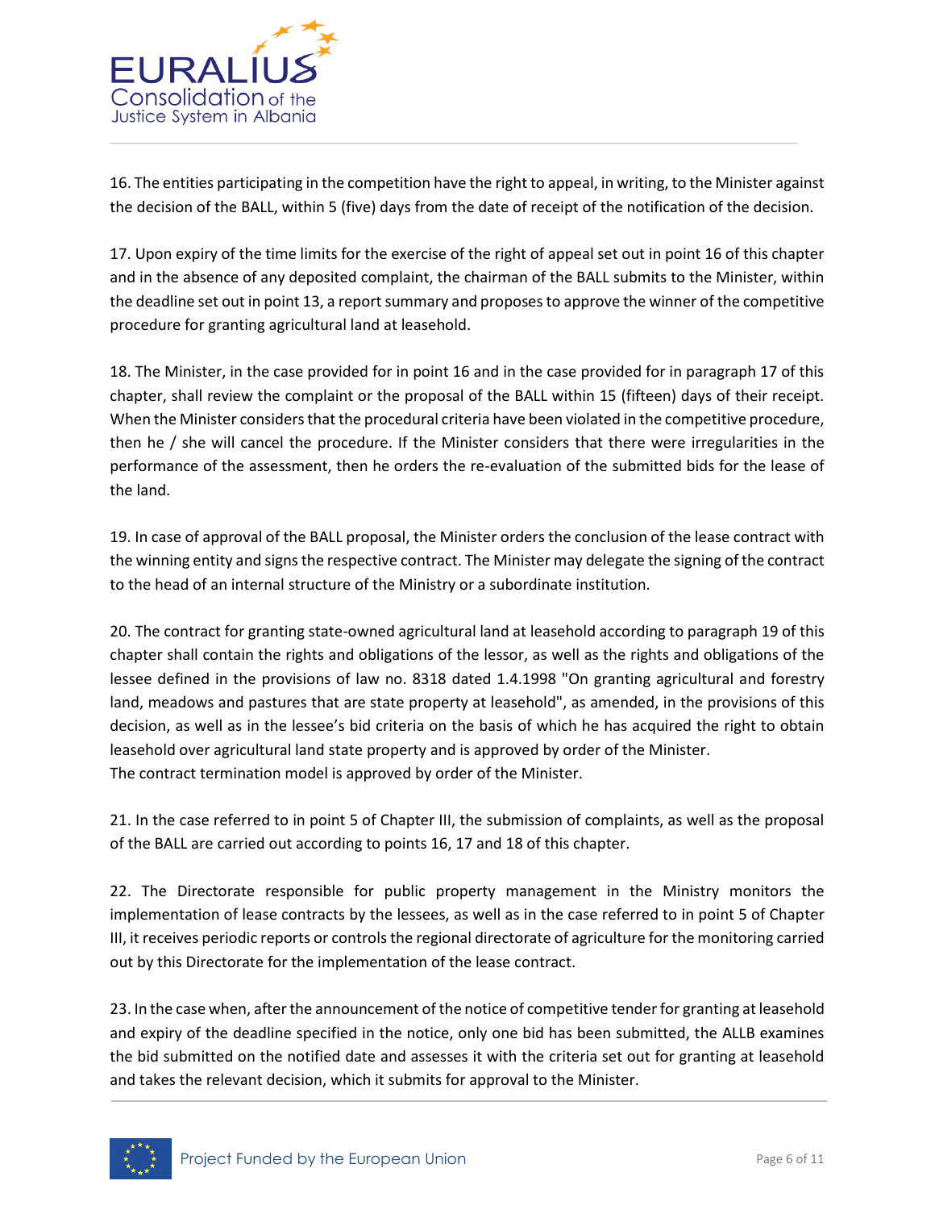16. The entities participating in the competition have the right to appeal, in writing, to the Minister against the decision of the BALL, within 5 (five) days from the date of receipt of the notification of the decision.

17. Upon expiry of the time limits for the exercise of the right of appeal set out in point 16 of this chapter and in the absence of any deposited complaint, the chairman of the BALL submits to the Minister, within the deadline set out in point 13, a report summary and proposes to approve the winner of the competitive procedure for granting agricultural land at leasehold.

18. The Minister, in the case provided for in point 16 and in the case provided for in paragraph 17 of this chapter, shall review the complaint or the proposal of the BALL within 15 (fifteen) days of their receipt. When the Minister considers that the procedural criteria have been violated in the competitive procedure, then he / she will cancel the procedure. If the Minister considers that there were irregularities in the performance of the assessment, then he orders the re-evaluation of the submitted bids for the lease of the land.

19. In case of approval of the BALL proposal, the Minister orders the conclusion of the lease contract with the winning entity and signs the respective contract. The Minister may delegate the signing of the contract to the head of an internal structure of the Ministry or a subordinate institution.

20. The contract for granting state-owned agricultural land at leasehold according to paragraph 19 of this chapter shall contain the rights and obligations of the lessor, as well as the rights and obligations of the lessee defined in the provisions of law no. 8318 dated 1.4.1998 "On granting agricultural and forestry land, meadows and pastures that are state property at leasehold", as amended, in the provisions of this decision, as well as in the lessee's bid criteria on the basis of which he has acquired the right to obtain leasehold over agricultural land state property and is approved by order of the Minister.
The contract termination model is approved by order of the Minister.

21. In the case referred to in point 5 of Chapter III, the submission of complaints, as well as the proposal of the BALL are carried out according to points 16, 17 and 18 of this chapter.

22. The Directorate responsible for public property management in the Ministry monitors the implementation of lease contracts by the lessees, as well as in the case referred to in point 5 of Chapter III, it receives periodic reports or controls the regional directorate of agriculture for the monitoring carried out by this Directorate for the implementation of the lease contract.

23. In the case when, after the announcement of the notice of competitive tender for granting at leasehold and expiry of the deadline specified in the notice, only one bid has been submitted, the ALLB examines the bid submitted on the notified date and assesses it with the criteria set out for granting at leasehold and takes the relevant decision, which it submits for approval to the Minister.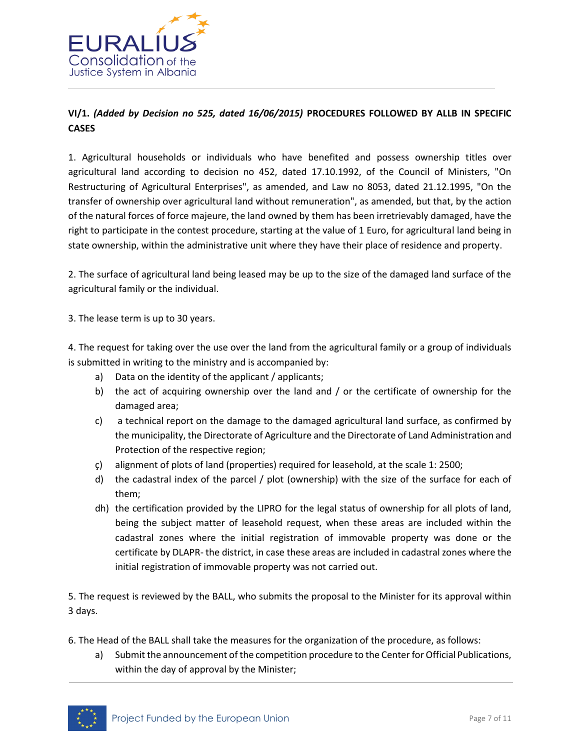**VI/1.** ***(Added by Decision no 525, dated 16/06/2015)*** **PROCEDURES FOLLOWED BY ALLB IN SPECIFIC CASES**

1. Agricultural households or individuals who have benefited and possess ownership titles over agricultural land according to decision no 452, dated 17.10.1992, of the Council of Ministers, "On Restructuring of Agricultural Enterprises", as amended, and Law no 8053, dated 21.12.1995, "On the transfer of ownership over agricultural land without remuneration", as amended, but that, by the action of the natural forces of force majeure, the land owned by them has been irretrievably damaged, have the right to participate in the contest procedure, starting at the value of 1 Euro, for agricultural land being in state ownership, within the administrative unit where they have their place of residence and property.

2. The surface of agricultural land being leased may be up to the size of the damaged land surface of the agricultural family or the individual.

3. The lease term is up to 30 years.

4. The request for taking over the use over the land from the agricultural family or a group of individuals is submitted in writing to the ministry and is accompanied by:

   a) Data on the identity of the applicant / applicants;
   b) the act of acquiring ownership over the land and / or the certificate of ownership for the damaged area;
   c) a technical report on the damage to the damaged agricultural land surface, as confirmed by the municipality, the Directorate of Agriculture and the Directorate of Land Administration and Protection of the respective region;
   ç) alignment of plots of land (properties) required for leasehold, at the scale 1: 2500;
   d) the cadastral index of the parcel / plot (ownership) with the size of the surface for each of them;
   dh) the certification provided by the LIPRO for the legal status of ownership for all plots of land, being the subject matter of leasehold request, when these areas are included within the cadastral zones where the initial registration of immovable property was done or the certificate by DLAPR- the district, in case these areas are included in cadastral zones where the initial registration of immovable property was not carried out.

5. The request is reviewed by the BALL, who submits the proposal to the Minister for its approval within 3 days.

6. The Head of the BALL shall take the measures for the organization of the procedure, as follows:

   a) Submit the announcement of the competition procedure to the Center for Official Publications, within the day of approval by the Minister;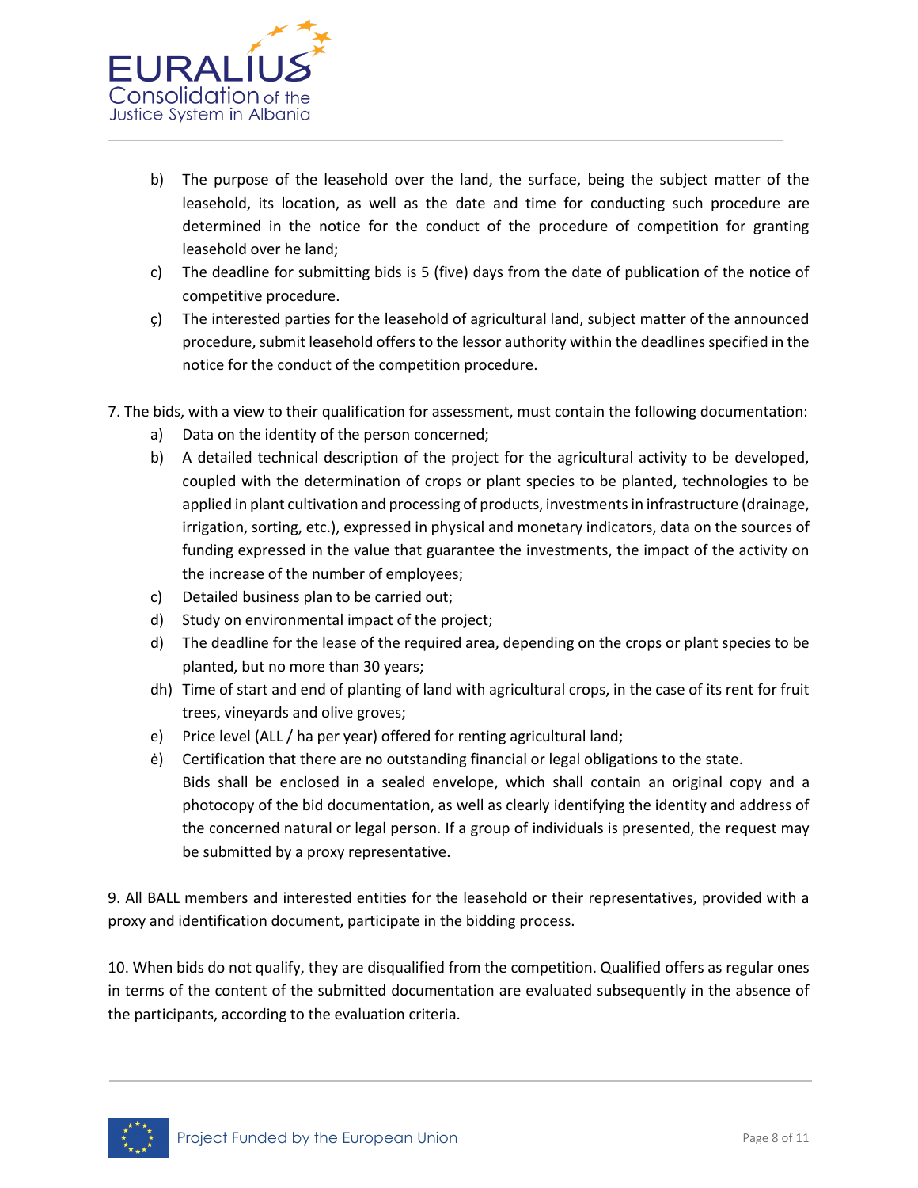b) The purpose of the leasehold over the land, the surface, being the subject matter of the leasehold, its location, as well as the date and time for conducting such procedure are determined in the notice for the conduct of the procedure of competition for granting leasehold over he land;

c) The deadline for submitting bids is 5 (five) days from the date of publication of the notice of competitive procedure.

ç) The interested parties for the leasehold of agricultural land, subject matter of the announced procedure, submit leasehold offers to the lessor authority within the deadlines specified in the notice for the conduct of the competition procedure.

7. The bids, with a view to their qualification for assessment, must contain the following documentation:

a) Data on the identity of the person concerned;

b) A detailed technical description of the project for the agricultural activity to be developed, coupled with the determination of crops or plant species to be planted, technologies to be applied in plant cultivation and processing of products, investments in infrastructure (drainage, irrigation, sorting, etc.), expressed in physical and monetary indicators, data on the sources of funding expressed in the value that guarantee the investments, the impact of the activity on the increase of the number of employees;

c) Detailed business plan to be carried out;

d) Study on environmental impact of the project;

d) The deadline for the lease of the required area, depending on the crops or plant species to be planted, but no more than 30 years;

dh) Time of start and end of planting of land with agricultural crops, in the case of its rent for fruit trees, vineyards and olive groves;

e) Price level (ALL / ha per year) offered for renting agricultural land;

ė) Certification that there are no outstanding financial or legal obligations to the state.

Bids shall be enclosed in a sealed envelope, which shall contain an original copy and a photocopy of the bid documentation, as well as clearly identifying the identity and address of the concerned natural or legal person. If a group of individuals is presented, the request may be submitted by a proxy representative.

9. All BALL members and interested entities for the leasehold or their representatives, provided with a proxy and identification document, participate in the bidding process.

10. When bids do not qualify, they are disqualified from the competition. Qualified offers as regular ones in terms of the content of the submitted documentation are evaluated subsequently in the absence of the participants, according to the evaluation criteria.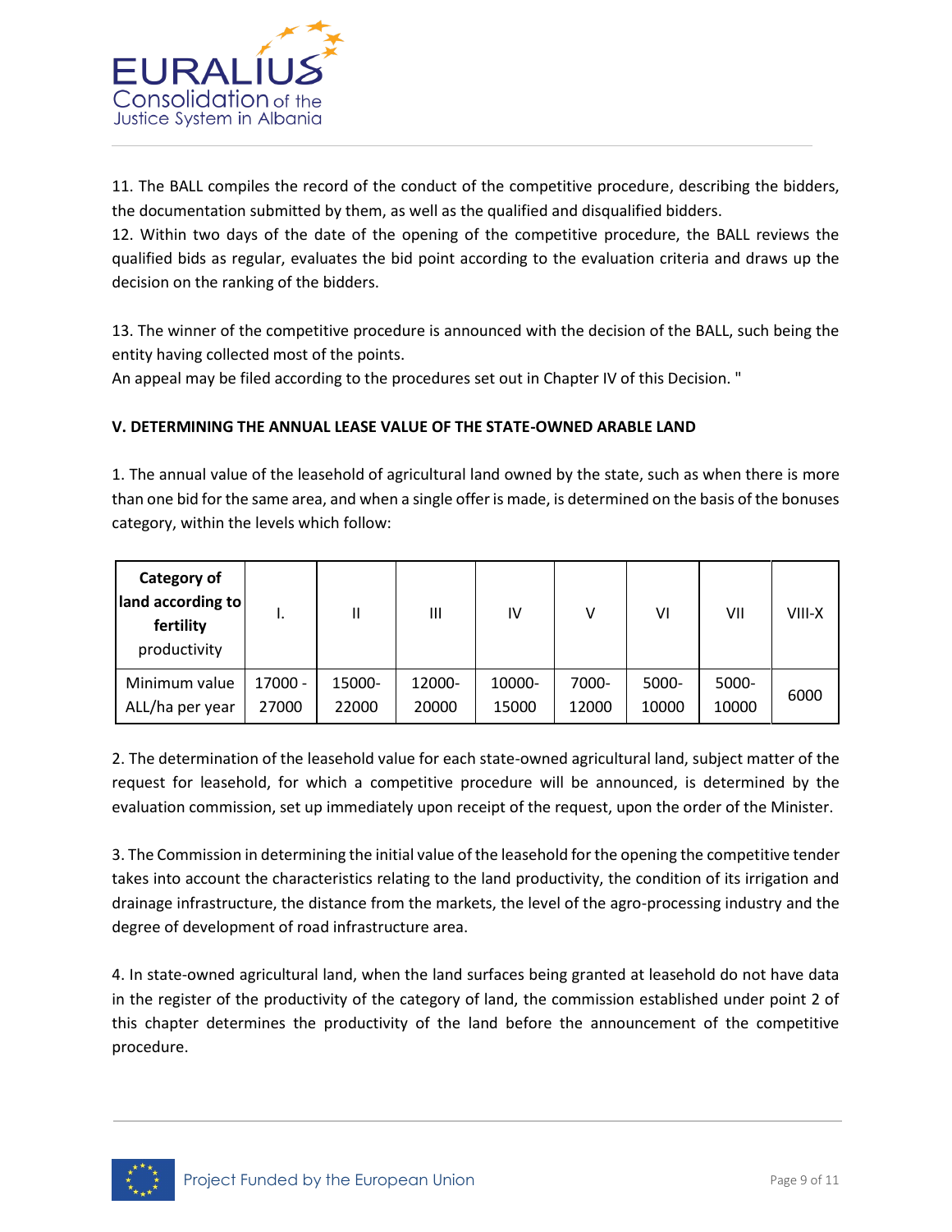11. The BALL compiles the record of the conduct of the competitive procedure, describing the bidders, the documentation submitted by them, as well as the qualified and disqualified bidders.
12. Within two days of the date of the opening of the competitive procedure, the BALL reviews the qualified bids as regular, evaluates the bid point according to the evaluation criteria and draws up the decision on the ranking of the bidders.

13. The winner of the competitive procedure is announced with the decision of the BALL, such being the entity having collected most of the points.
An appeal may be filed according to the procedures set out in Chapter IV of this Decision. "

**V. DETERMINING THE ANNUAL LEASE VALUE OF THE STATE-OWNED ARABLE LAND**

1. The annual value of the leasehold of agricultural land owned by the state, such as when there is more than one bid for the same area, and when a single offer is made, is determined on the basis of the bonuses category, within the levels which follow:

| **Category of land according to fertility** productivity | I. | II | III | IV | V | VI | VII | VIII-X |
|---|---|---|---|---|---|---|---|---|
| Minimum value ALL/ha per year | 17000 - 27000 | 15000-22000 | 12000-20000 | 10000-15000 | 7000-12000 | 5000-10000 | 5000-10000 | 6000 |

2. The determination of the leasehold value for each state-owned agricultural land, subject matter of the request for leasehold, for which a competitive procedure will be announced, is determined by the evaluation commission, set up immediately upon receipt of the request, upon the order of the Minister.

3. The Commission in determining the initial value of the leasehold for the opening the competitive tender takes into account the characteristics relating to the land productivity, the condition of its irrigation and drainage infrastructure, the distance from the markets, the level of the agro-processing industry and the degree of development of road infrastructure area.

4. In state-owned agricultural land, when the land surfaces being granted at leasehold do not have data in the register of the productivity of the category of land, the commission established under point 2 of this chapter determines the productivity of the land before the announcement of the competitive procedure.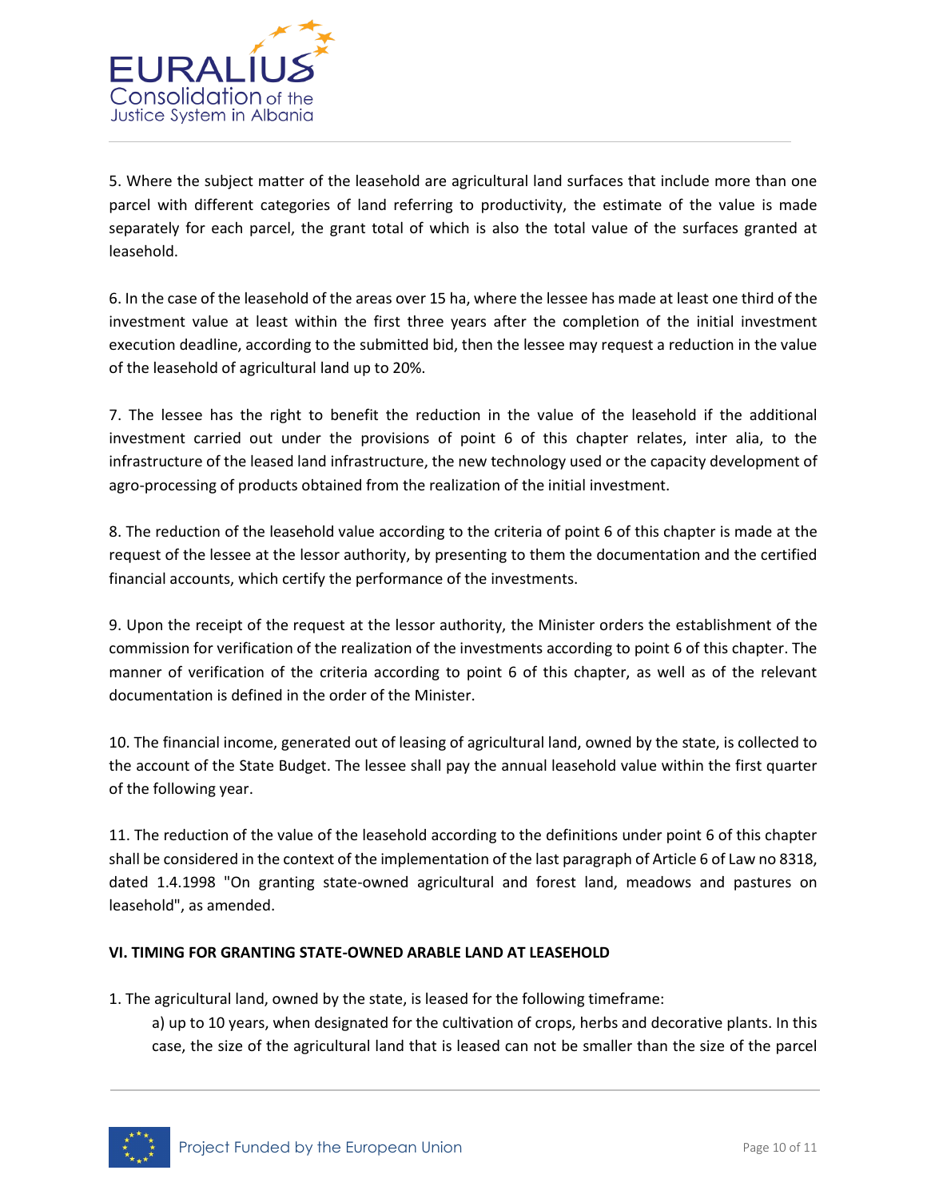5. Where the subject matter of the leasehold are agricultural land surfaces that include more than one parcel with different categories of land referring to productivity, the estimate of the value is made separately for each parcel, the grant total of which is also the total value of the surfaces granted at leasehold.

6. In the case of the leasehold of the areas over 15 ha, where the lessee has made at least one third of the investment value at least within the first three years after the completion of the initial investment execution deadline, according to the submitted bid, then the lessee may request a reduction in the value of the leasehold of agricultural land up to 20%.

7. The lessee has the right to benefit the reduction in the value of the leasehold if the additional investment carried out under the provisions of point 6 of this chapter relates, inter alia, to the infrastructure of the leased land infrastructure, the new technology used or the capacity development of agro-processing of products obtained from the realization of the initial investment.

8. The reduction of the leasehold value according to the criteria of point 6 of this chapter is made at the request of the lessee at the lessor authority, by presenting to them the documentation and the certified financial accounts, which certify the performance of the investments.

9. Upon the receipt of the request at the lessor authority, the Minister orders the establishment of the commission for verification of the realization of the investments according to point 6 of this chapter. The manner of verification of the criteria according to point 6 of this chapter, as well as of the relevant documentation is defined in the order of the Minister.

10. The financial income, generated out of leasing of agricultural land, owned by the state, is collected to the account of the State Budget. The lessee shall pay the annual leasehold value within the first quarter of the following year.

11. The reduction of the value of the leasehold according to the definitions under point 6 of this chapter shall be considered in the context of the implementation of the last paragraph of Article 6 of Law no 8318, dated 1.4.1998 "On granting state-owned agricultural and forest land, meadows and pastures on leasehold", as amended.

**VI. TIMING FOR GRANTING STATE-OWNED ARABLE LAND AT LEASEHOLD**

1. The agricultural land, owned by the state, is leased for the following timeframe:
   a) up to 10 years, when designated for the cultivation of crops, herbs and decorative plants. In this case, the size of the agricultural land that is leased can not be smaller than the size of the parcel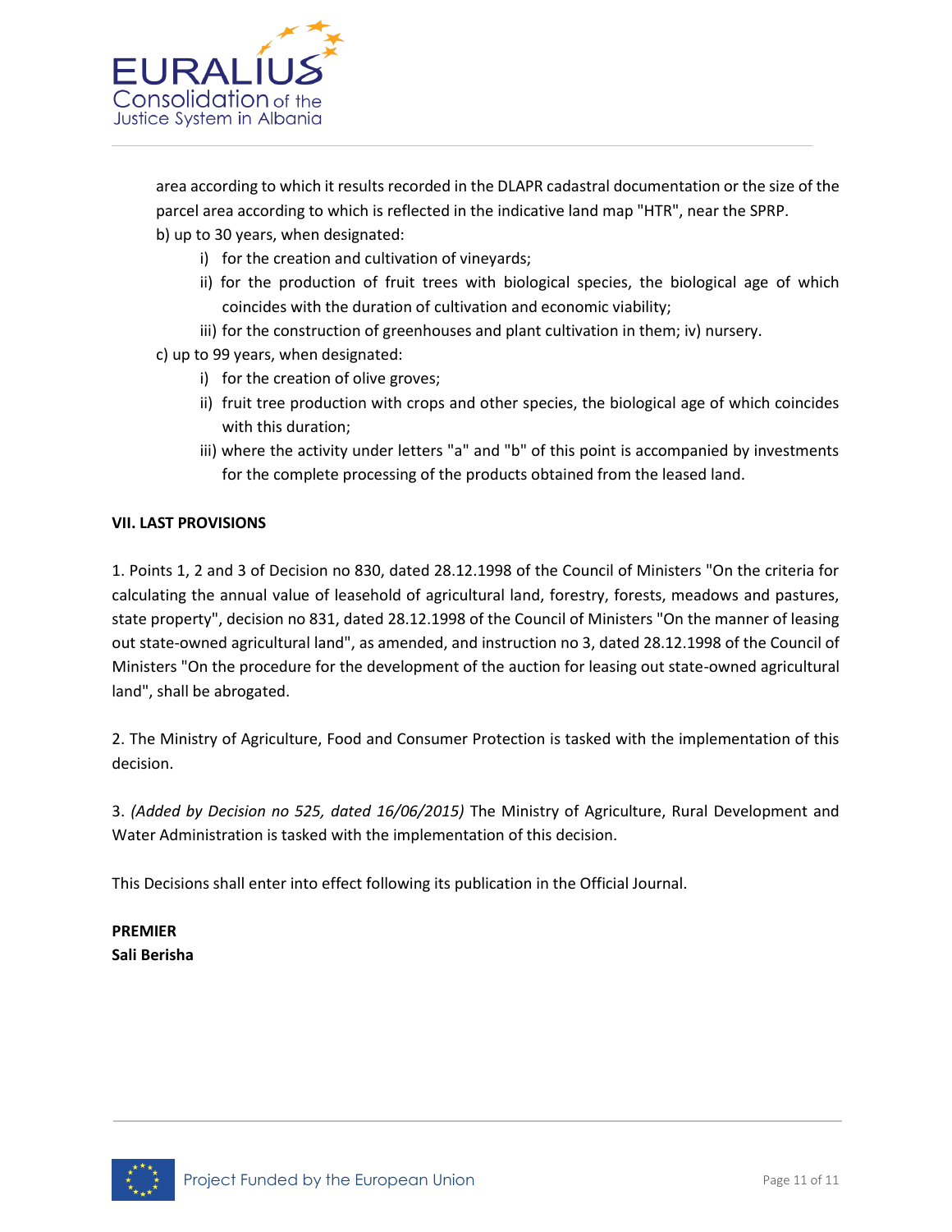area according to which it results recorded in the DLAPR cadastral documentation or the size of the parcel area according to which is reflected in the indicative land map "HTR", near the SPRP.

b) up to 30 years, when designated:

- i) for the creation and cultivation of vineyards;
- ii) for the production of fruit trees with biological species, the biological age of which coincides with the duration of cultivation and economic viability;
- iii) for the construction of greenhouses and plant cultivation in them; iv) nursery.

c) up to 99 years, when designated:

- i) for the creation of olive groves;
- ii) fruit tree production with crops and other species, the biological age of which coincides with this duration;
- iii) where the activity under letters "a" and "b" of this point is accompanied by investments for the complete processing of the products obtained from the leased land.

**VII. LAST PROVISIONS**

1. Points 1, 2 and 3 of Decision no 830, dated 28.12.1998 of the Council of Ministers "On the criteria for calculating the annual value of leasehold of agricultural land, forestry, forests, meadows and pastures, state property", decision no 831, dated 28.12.1998 of the Council of Ministers "On the manner of leasing out state-owned agricultural land", as amended, and instruction no 3, dated 28.12.1998 of the Council of Ministers "On the procedure for the development of the auction for leasing out state-owned agricultural land", shall be abrogated.

2. The Ministry of Agriculture, Food and Consumer Protection is tasked with the implementation of this decision.

3. *(Added by Decision no 525, dated 16/06/2015)* The Ministry of Agriculture, Rural Development and Water Administration is tasked with the implementation of this decision.

This Decisions shall enter into effect following its publication in the Official Journal.

**PREMIER**
**Sali Berisha**